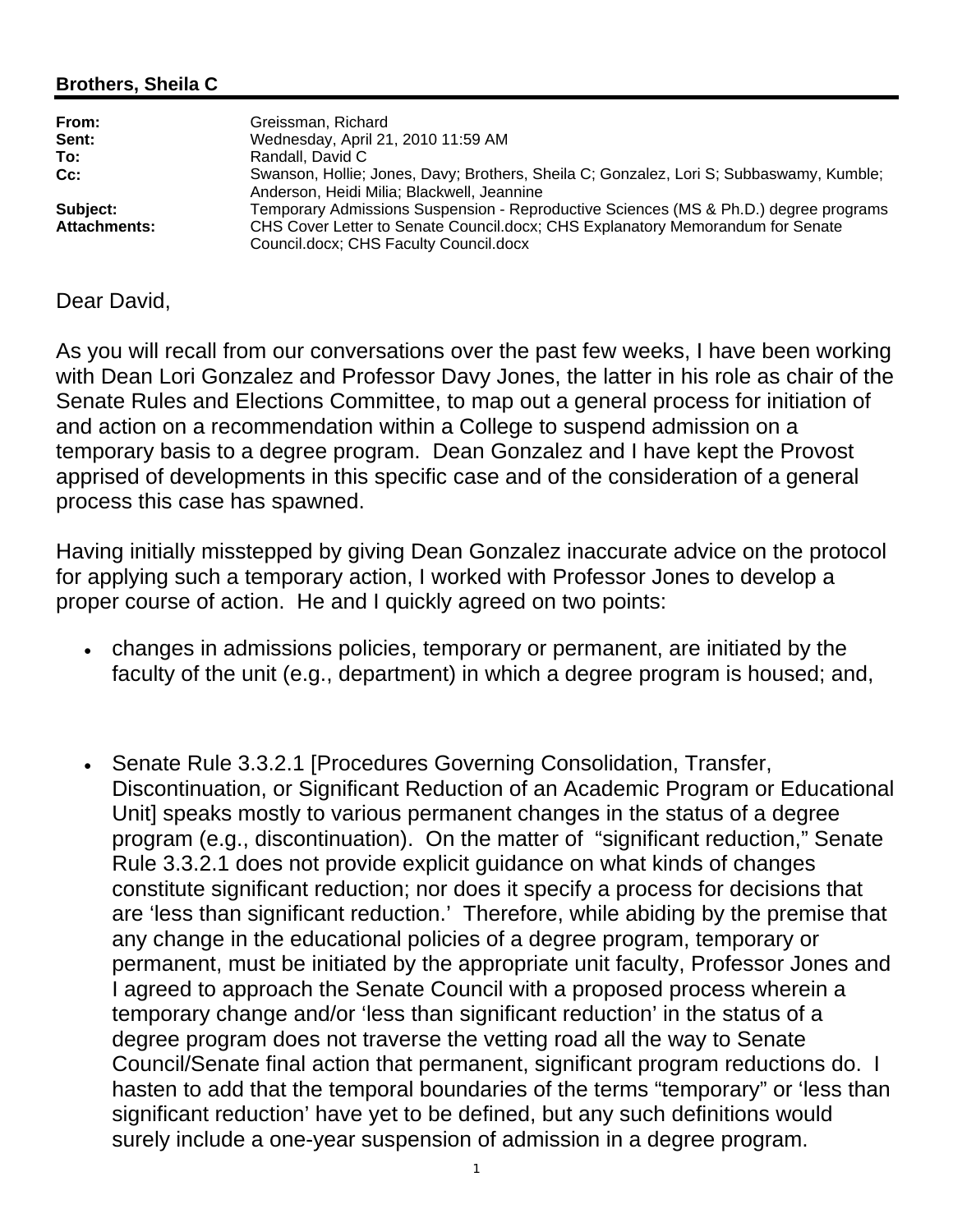**Brothers, Sheila C**

| | |
|---|---|
| **From:** | Greissman, Richard |
| **Sent:** | Wednesday, April 21, 2010 11:59 AM |
| **To:** | Randall, David C |
| **Cc:** | Swanson, Hollie; Jones, Davy; Brothers, Sheila C; Gonzalez, Lori S; Subbaswamy, Kumble; Anderson, Heidi Milia; Blackwell, Jeannine |
| **Subject:** | Temporary Admissions Suspension - Reproductive Sciences (MS & Ph.D.) degree programs |
| **Attachments:** | CHS Cover Letter to Senate Council.docx; CHS Explanatory Memorandum for Senate Council.docx; CHS Faculty Council.docx |

Dear David,

As you will recall from our conversations over the past few weeks, I have been working with Dean Lori Gonzalez and Professor Davy Jones, the latter in his role as chair of the Senate Rules and Elections Committee, to map out a general process for initiation of and action on a recommendation within a College to suspend admission on a temporary basis to a degree program. Dean Gonzalez and I have kept the Provost apprised of developments in this specific case and of the consideration of a general process this case has spawned.

Having initially misstepped by giving Dean Gonzalez inaccurate advice on the protocol for applying such a temporary action, I worked with Professor Jones to develop a proper course of action. He and I quickly agreed on two points:

- changes in admissions policies, temporary or permanent, are initiated by the faculty of the unit (e.g., department) in which a degree program is housed; and,

- Senate Rule 3.3.2.1 [Procedures Governing Consolidation, Transfer, Discontinuation, or Significant Reduction of an Academic Program or Educational Unit] speaks mostly to various permanent changes in the status of a degree program (e.g., discontinuation). On the matter of "significant reduction," Senate Rule 3.3.2.1 does not provide explicit guidance on what kinds of changes constitute significant reduction; nor does it specify a process for decisions that are 'less than significant reduction.' Therefore, while abiding by the premise that any change in the educational policies of a degree program, temporary or permanent, must be initiated by the appropriate unit faculty, Professor Jones and I agreed to approach the Senate Council with a proposed process wherein a temporary change and/or 'less than significant reduction' in the status of a degree program does not traverse the vetting road all the way to Senate Council/Senate final action that permanent, significant program reductions do. I hasten to add that the temporal boundaries of the terms "temporary" or 'less than significant reduction' have yet to be defined, but any such definitions would surely include a one-year suspension of admission in a degree program.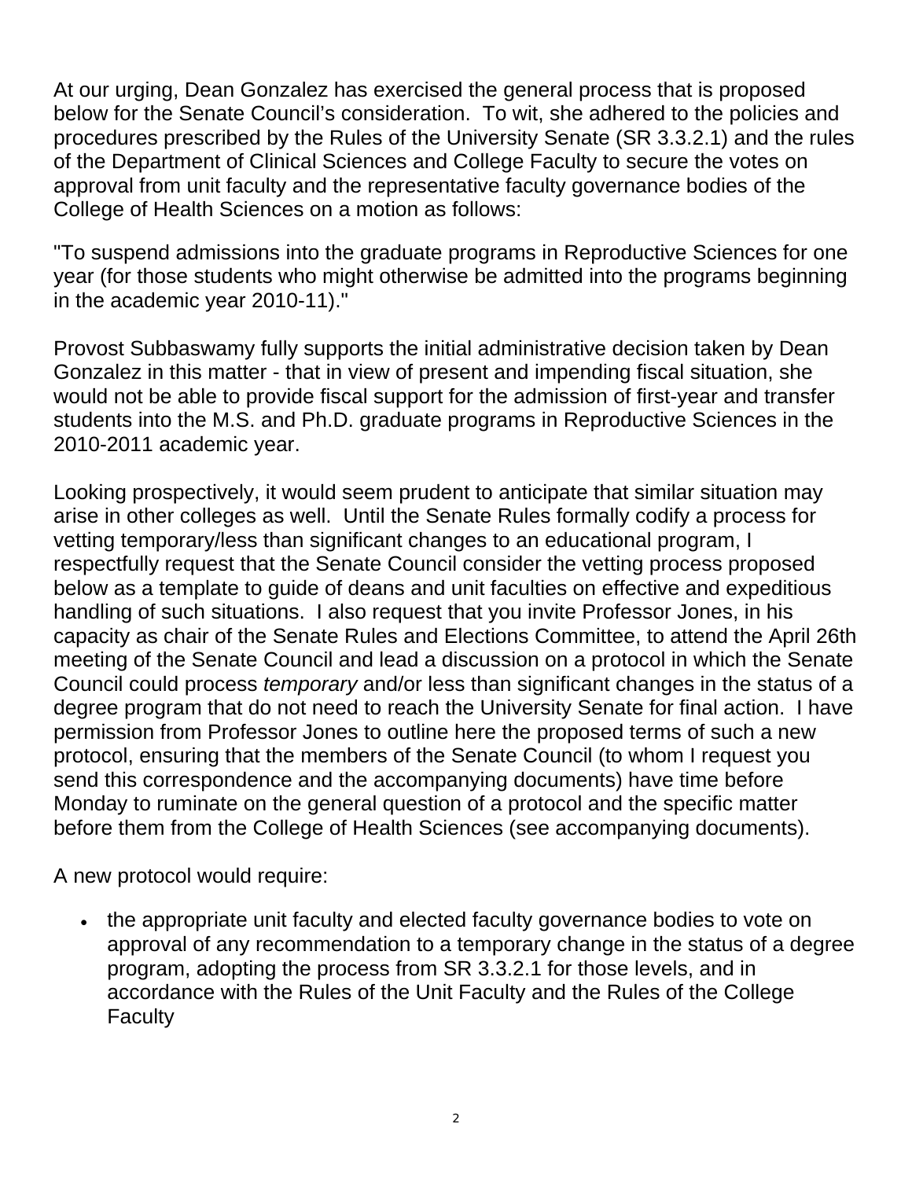At our urging, Dean Gonzalez has exercised the general process that is proposed below for the Senate Council's consideration. To wit, she adhered to the policies and procedures prescribed by the Rules of the University Senate (SR 3.3.2.1) and the rules of the Department of Clinical Sciences and College Faculty to secure the votes on approval from unit faculty and the representative faculty governance bodies of the College of Health Sciences on a motion as follows:

"To suspend admissions into the graduate programs in Reproductive Sciences for one year (for those students who might otherwise be admitted into the programs beginning in the academic year 2010-11)."

Provost Subbaswamy fully supports the initial administrative decision taken by Dean Gonzalez in this matter - that in view of present and impending fiscal situation, she would not be able to provide fiscal support for the admission of first-year and transfer students into the M.S. and Ph.D. graduate programs in Reproductive Sciences in the 2010-2011 academic year.

Looking prospectively, it would seem prudent to anticipate that similar situation may arise in other colleges as well. Until the Senate Rules formally codify a process for vetting temporary/less than significant changes to an educational program, I respectfully request that the Senate Council consider the vetting process proposed below as a template to guide of deans and unit faculties on effective and expeditious handling of such situations. I also request that you invite Professor Jones, in his capacity as chair of the Senate Rules and Elections Committee, to attend the April 26th meeting of the Senate Council and lead a discussion on a protocol in which the Senate Council could process *temporary* and/or less than significant changes in the status of a degree program that do not need to reach the University Senate for final action. I have permission from Professor Jones to outline here the proposed terms of such a new protocol, ensuring that the members of the Senate Council (to whom I request you send this correspondence and the accompanying documents) have time before Monday to ruminate on the general question of a protocol and the specific matter before them from the College of Health Sciences (see accompanying documents).

A new protocol would require:

- the appropriate unit faculty and elected faculty governance bodies to vote on approval of any recommendation to a temporary change in the status of a degree program, adopting the process from SR 3.3.2.1 for those levels, and in accordance with the Rules of the Unit Faculty and the Rules of the College Faculty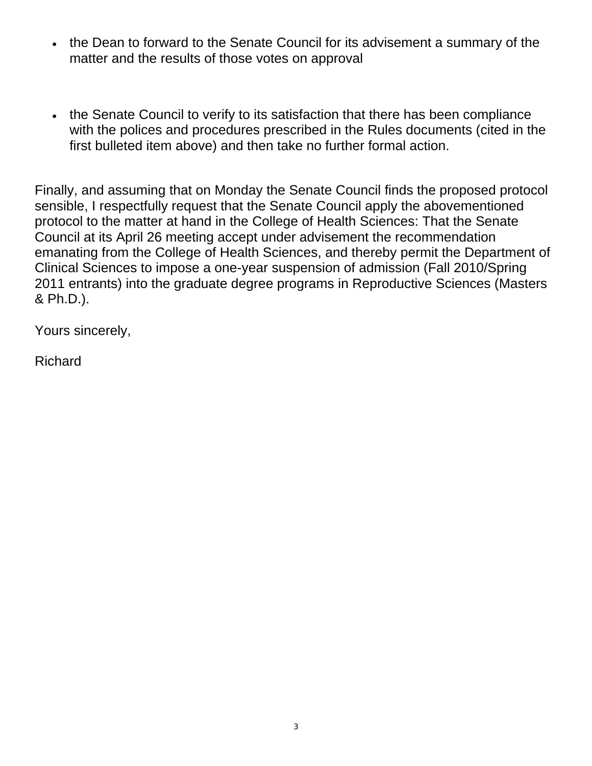- the Dean to forward to the Senate Council for its advisement a summary of the matter and the results of those votes on approval

- the Senate Council to verify to its satisfaction that there has been compliance with the polices and procedures prescribed in the Rules documents (cited in the first bulleted item above) and then take no further formal action.

Finally, and assuming that on Monday the Senate Council finds the proposed protocol sensible, I respectfully request that the Senate Council apply the abovementioned protocol to the matter at hand in the College of Health Sciences: That the Senate Council at its April 26 meeting accept under advisement the recommendation emanating from the College of Health Sciences, and thereby permit the Department of Clinical Sciences to impose a one-year suspension of admission (Fall 2010/Spring 2011 entrants) into the graduate degree programs in Reproductive Sciences (Masters & Ph.D.).

Yours sincerely,

Richard